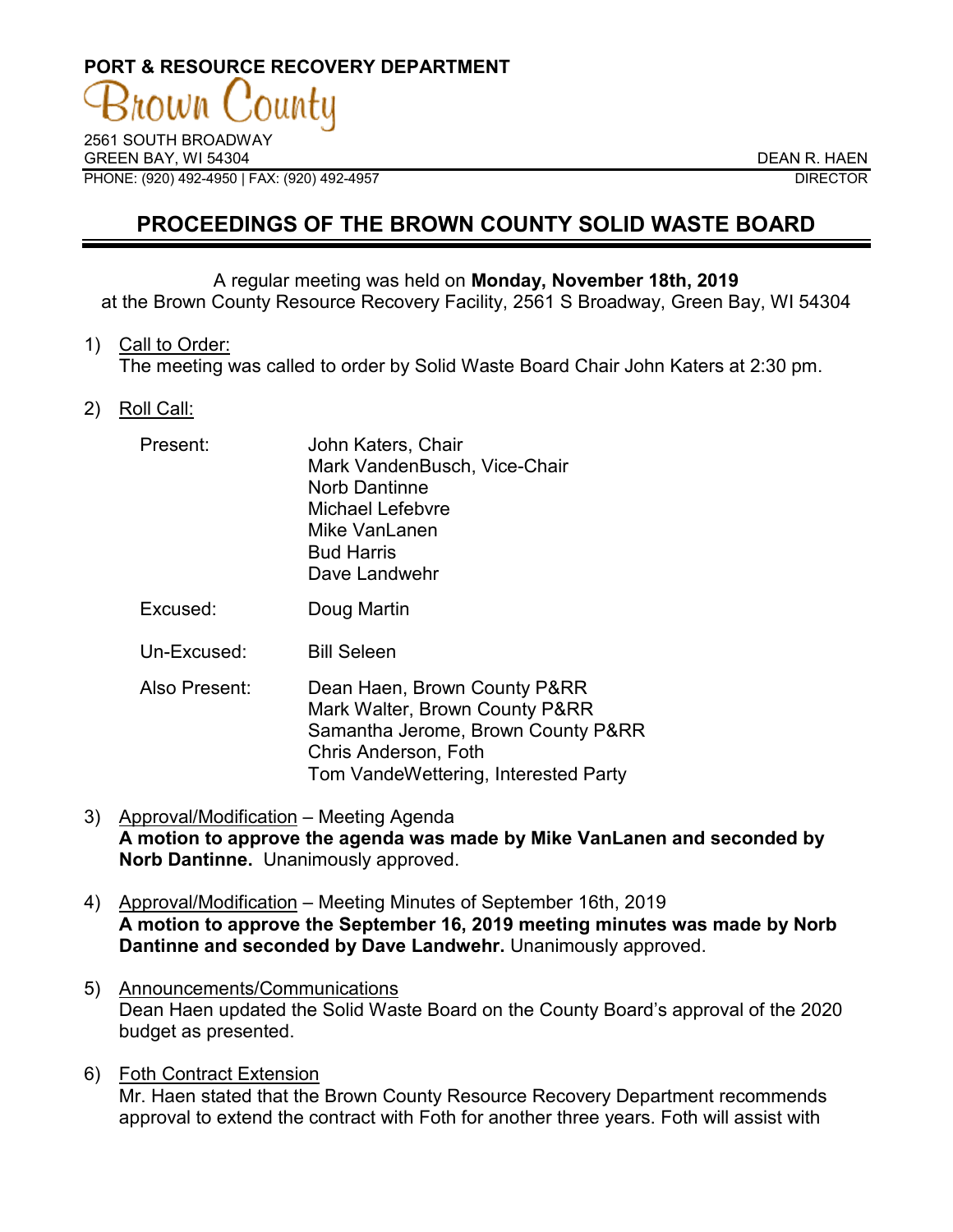**PORT & RESOURCE RECOVERY DEPARTMENT**

Brown County

2561 SOUTH BROADWAY
GREEN BAY, WI 54304
PHONE: (920) 492-4950 | FAX: (920) 492-4957

DEAN R. HAEN
DIRECTOR

# PROCEEDINGS OF THE BROWN COUNTY SOLID WASTE BOARD

A regular meeting was held on **Monday, November 18th, 2019** at the Brown County Resource Recovery Facility, 2561 S Broadway, Green Bay, WI 54304

1) Call to Order:
The meeting was called to order by Solid Waste Board Chair John Katers at 2:30 pm.

2) Roll Call:

| | |
|---|---|
| Present: | John Katers, Chair<br>Mark VandenBusch, Vice-Chair<br>Norb Dantinne<br>Michael Lefebvre<br>Mike VanLanen<br>Bud Harris<br>Dave Landwehr |
| Excused: | Doug Martin |
| Un-Excused: | Bill Seleen |
| Also Present: | Dean Haen, Brown County P&RR<br>Mark Walter, Brown County P&RR<br>Samantha Jerome, Brown County P&RR<br>Chris Anderson, Foth<br>Tom VandeWettering, Interested Party |

3) Approval/Modification – Meeting Agenda
**A motion to approve the agenda was made by Mike VanLanen and seconded by Norb Dantinne.** Unanimously approved.

4) Approval/Modification – Meeting Minutes of September 16th, 2019
**A motion to approve the September 16, 2019 meeting minutes was made by Norb Dantinne and seconded by Dave Landwehr.** Unanimously approved.

5) Announcements/Communications
Dean Haen updated the Solid Waste Board on the County Board's approval of the 2020 budget as presented.

6) Foth Contract Extension
Mr. Haen stated that the Brown County Resource Recovery Department recommends approval to extend the contract with Foth for another three years. Foth will assist with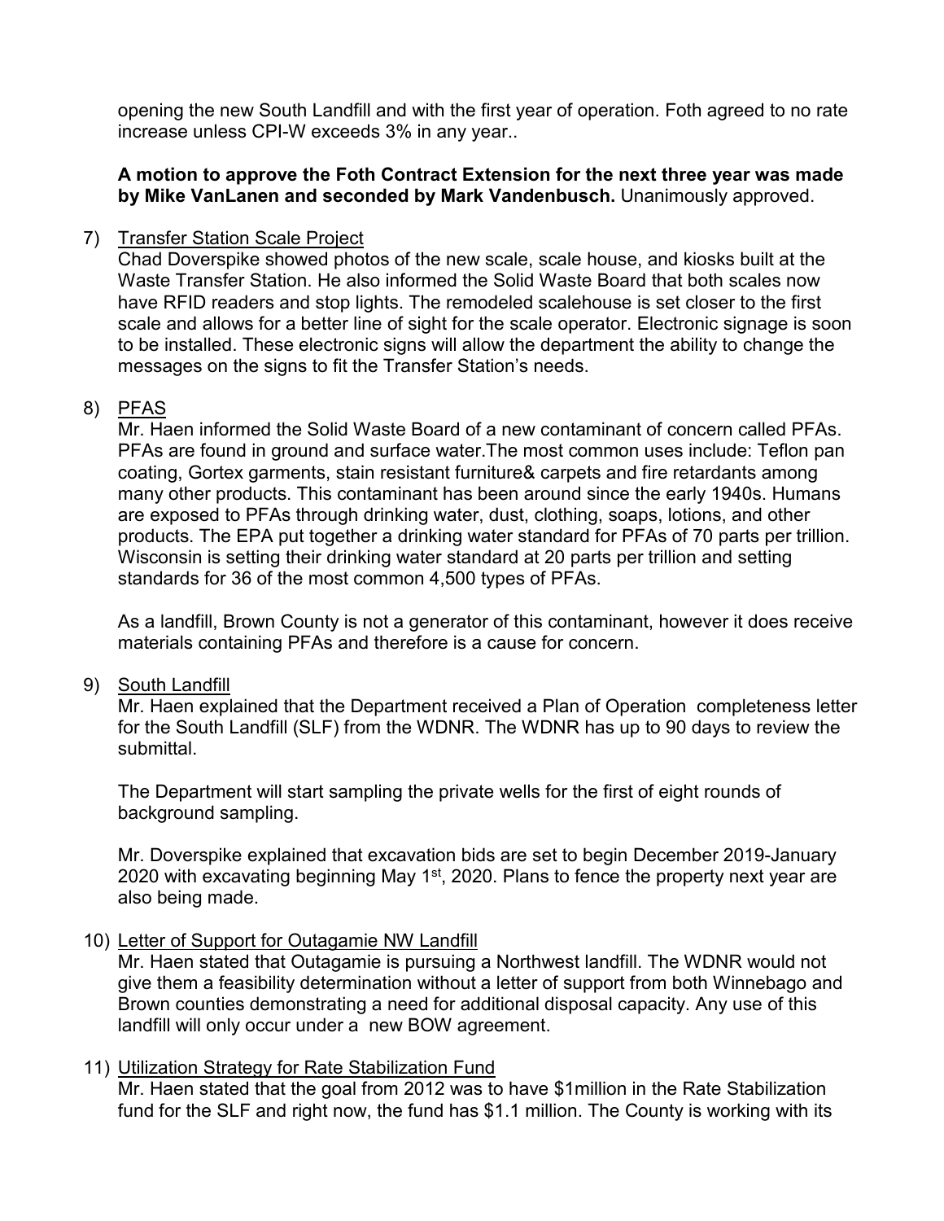opening the new South Landfill and with the first year of operation. Foth agreed to no rate increase unless CPI-W exceeds 3% in any year..

**A motion to approve the Foth Contract Extension for the next three year was made by Mike VanLanen and seconded by Mark Vandenbusch.** Unanimously approved.

7) <u>Transfer Station Scale Project</u>
   Chad Doverspike showed photos of the new scale, scale house, and kiosks built at the Waste Transfer Station. He also informed the Solid Waste Board that both scales now have RFID readers and stop lights. The remodeled scalehouse is set closer to the first scale and allows for a better line of sight for the scale operator. Electronic signage is soon to be installed. These electronic signs will allow the department the ability to change the messages on the signs to fit the Transfer Station's needs.

8) <u>PFAS</u>
   Mr. Haen informed the Solid Waste Board of a new contaminant of concern called PFAs. PFAs are found in ground and surface water.The most common uses include: Teflon pan coating, Gortex garments, stain resistant furniture& carpets and fire retardants among many other products. This contaminant has been around since the early 1940s. Humans are exposed to PFAs through drinking water, dust, clothing, soaps, lotions, and other products. The EPA put together a drinking water standard for PFAs of 70 parts per trillion. Wisconsin is setting their drinking water standard at 20 parts per trillion and setting standards for 36 of the most common 4,500 types of PFAs.

   As a landfill, Brown County is not a generator of this contaminant, however it does receive materials containing PFAs and therefore is a cause for concern.

9) <u>South Landfill</u>
   Mr. Haen explained that the Department received a Plan of Operation completeness letter for the South Landfill (SLF) from the WDNR. The WDNR has up to 90 days to review the submittal.

   The Department will start sampling the private wells for the first of eight rounds of background sampling.

   Mr. Doverspike explained that excavation bids are set to begin December 2019-January 2020 with excavating beginning May 1st, 2020. Plans to fence the property next year are also being made.

10) <u>Letter of Support for Outagamie NW Landfill</u>
    Mr. Haen stated that Outagamie is pursuing a Northwest landfill. The WDNR would not give them a feasibility determination without a letter of support from both Winnebago and Brown counties demonstrating a need for additional disposal capacity. Any use of this landfill will only occur under a new BOW agreement.

11) <u>Utilization Strategy for Rate Stabilization Fund</u>
    Mr. Haen stated that the goal from 2012 was to have $1million in the Rate Stabilization fund for the SLF and right now, the fund has $1.1 million. The County is working with its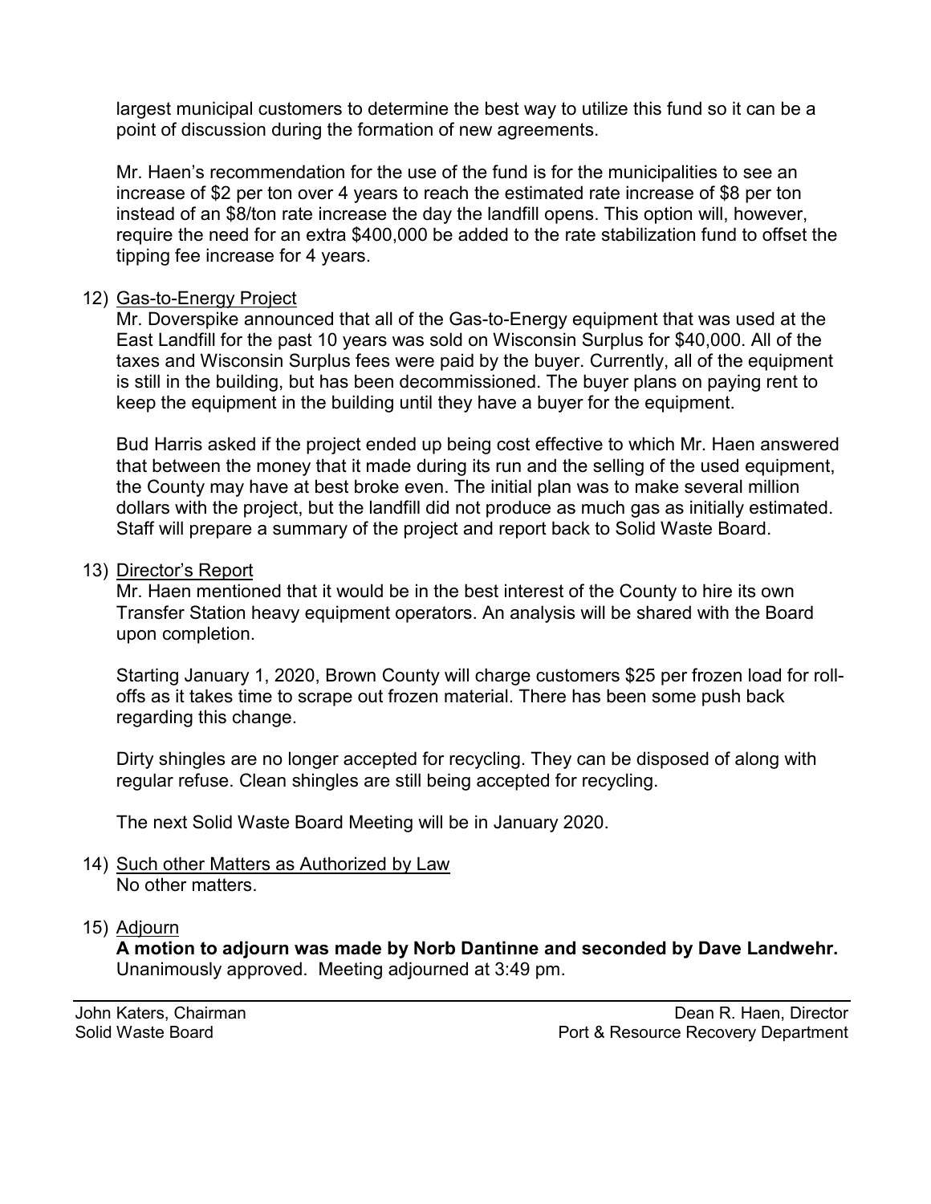largest municipal customers to determine the best way to utilize this fund so it can be a point of discussion during the formation of new agreements.

Mr. Haen's recommendation for the use of the fund is for the municipalities to see an increase of $2 per ton over 4 years to reach the estimated rate increase of $8 per ton instead of an $8/ton rate increase the day the landfill opens. This option will, however, require the need for an extra $400,000 be added to the rate stabilization fund to offset the tipping fee increase for 4 years.

12) Gas-to-Energy Project

Mr. Doverspike announced that all of the Gas-to-Energy equipment that was used at the East Landfill for the past 10 years was sold on Wisconsin Surplus for $40,000. All of the taxes and Wisconsin Surplus fees were paid by the buyer. Currently, all of the equipment is still in the building, but has been decommissioned. The buyer plans on paying rent to keep the equipment in the building until they have a buyer for the equipment.

Bud Harris asked if the project ended up being cost effective to which Mr. Haen answered that between the money that it made during its run and the selling of the used equipment, the County may have at best broke even. The initial plan was to make several million dollars with the project, but the landfill did not produce as much gas as initially estimated. Staff will prepare a summary of the project and report back to Solid Waste Board.

13) Director's Report

Mr. Haen mentioned that it would be in the best interest of the County to hire its own Transfer Station heavy equipment operators. An analysis will be shared with the Board upon completion.

Starting January 1, 2020, Brown County will charge customers $25 per frozen load for roll-offs as it takes time to scrape out frozen material. There has been some push back regarding this change.

Dirty shingles are no longer accepted for recycling. They can be disposed of along with regular refuse. Clean shingles are still being accepted for recycling.

The next Solid Waste Board Meeting will be in January 2020.

14) Such other Matters as Authorized by Law

No other matters.

15) Adjourn

**A motion to adjourn was made by Norb Dantinne and seconded by Dave Landwehr.** Unanimously approved. Meeting adjourned at 3:49 pm.

John Katers, Chairman
Solid Waste Board

Dean R. Haen, Director
Port & Resource Recovery Department